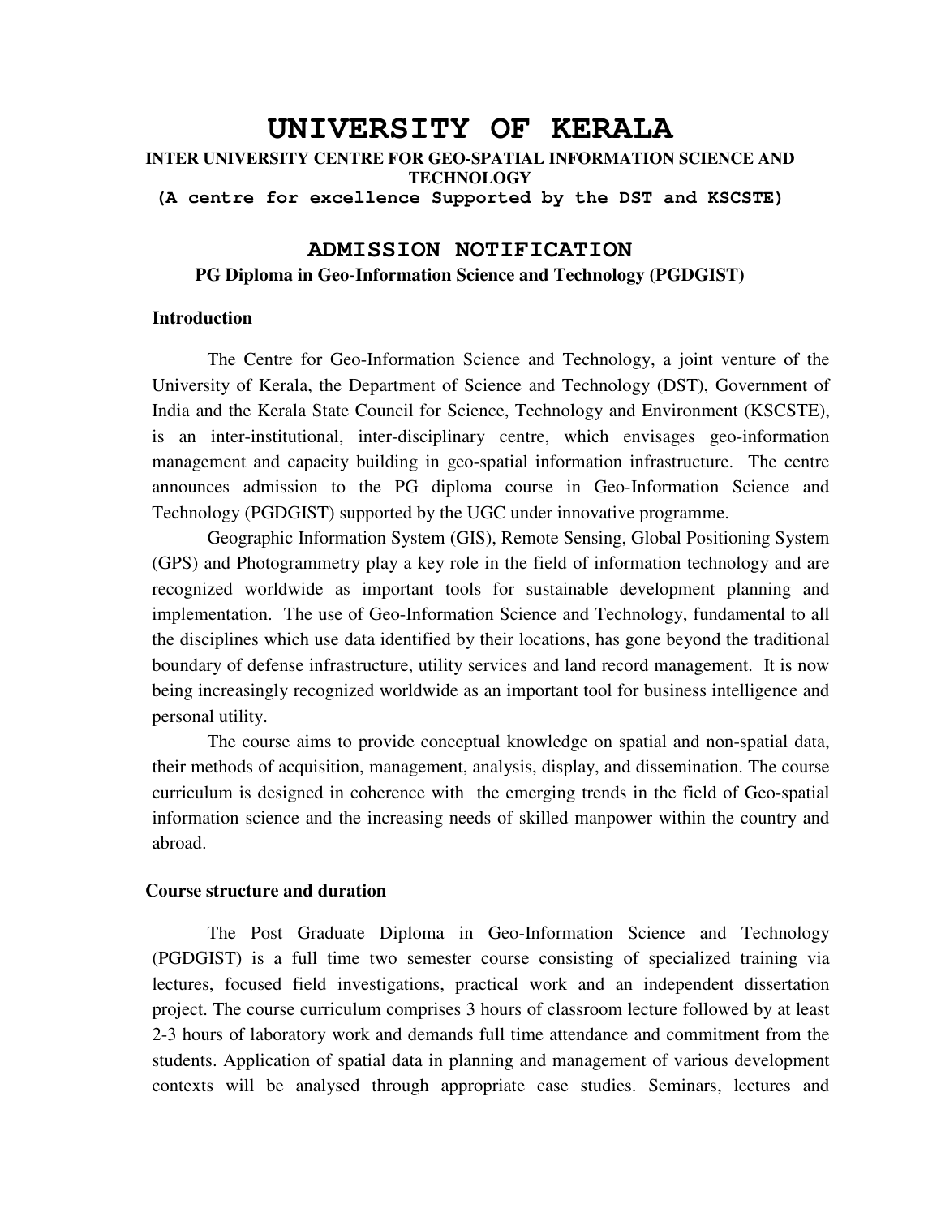# UNIVERSITY OF KERALA

**INTER UNIVERSITY CENTRE FOR GEO-SPATIAL INFORMATION SCIENCE AND TECHNOLOGY**

**(A centre for excellence Supported by the DST and KSCSTE)**

## ADMISSION NOTIFICATION

**PG Diploma in Geo-Information Science and Technology (PGDGIST)**

### Introduction

The Centre for Geo-Information Science and Technology, a joint venture of the University of Kerala, the Department of Science and Technology (DST), Government of India and the Kerala State Council for Science, Technology and Environment (KSCSTE), is an inter-institutional, inter-disciplinary centre, which envisages geo-information management and capacity building in geo-spatial information infrastructure. The centre announces admission to the PG diploma course in Geo-Information Science and Technology (PGDGIST) supported by the UGC under innovative programme.

Geographic Information System (GIS), Remote Sensing, Global Positioning System (GPS) and Photogrammetry play a key role in the field of information technology and are recognized worldwide as important tools for sustainable development planning and implementation. The use of Geo-Information Science and Technology, fundamental to all the disciplines which use data identified by their locations, has gone beyond the traditional boundary of defense infrastructure, utility services and land record management. It is now being increasingly recognized worldwide as an important tool for business intelligence and personal utility.

The course aims to provide conceptual knowledge on spatial and non-spatial data, their methods of acquisition, management, analysis, display, and dissemination. The course curriculum is designed in coherence with the emerging trends in the field of Geo-spatial information science and the increasing needs of skilled manpower within the country and abroad.

### Course structure and duration

The Post Graduate Diploma in Geo-Information Science and Technology (PGDGIST) is a full time two semester course consisting of specialized training via lectures, focused field investigations, practical work and an independent dissertation project. The course curriculum comprises 3 hours of classroom lecture followed by at least 2-3 hours of laboratory work and demands full time attendance and commitment from the students. Application of spatial data in planning and management of various development contexts will be analysed through appropriate case studies. Seminars, lectures and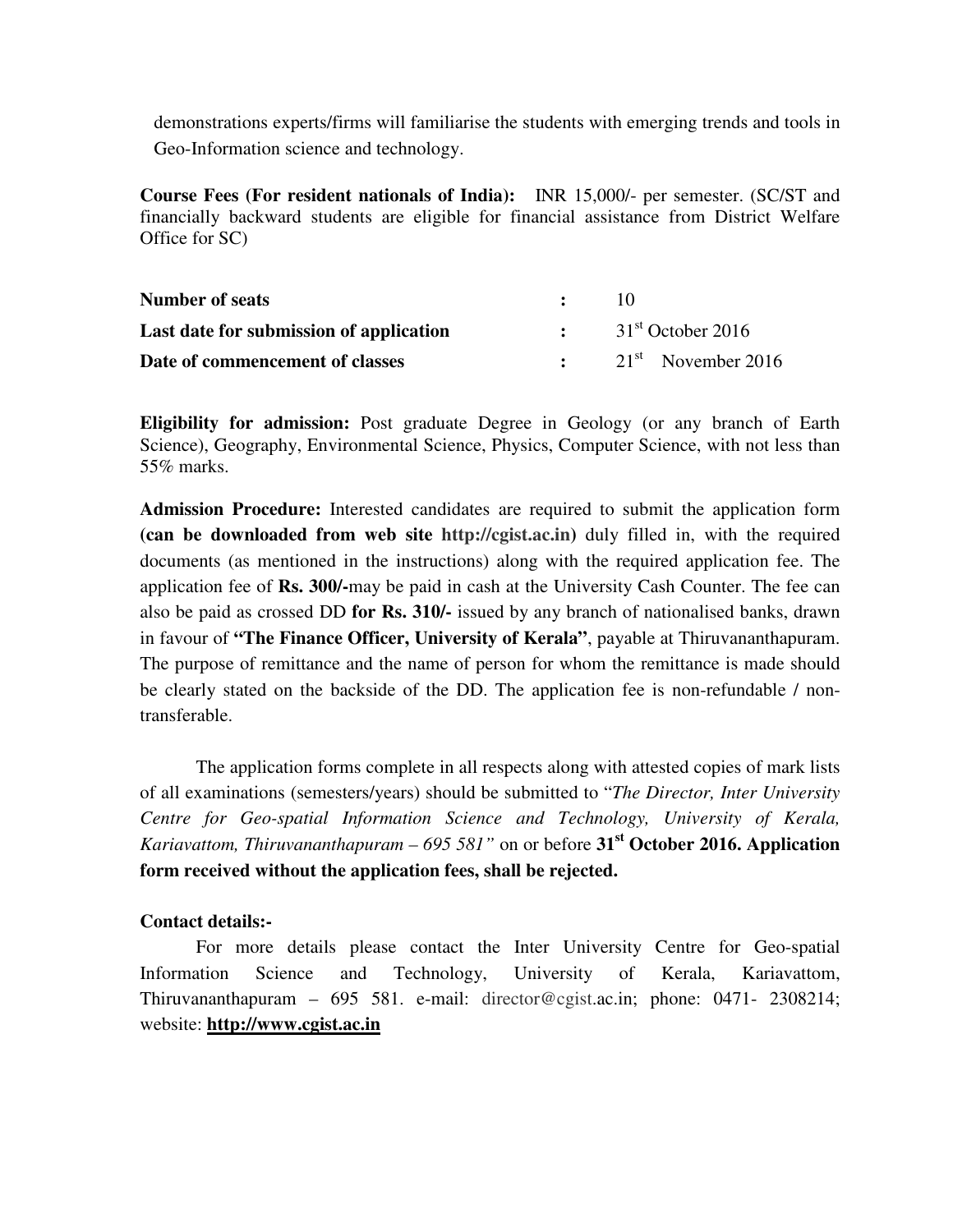demonstrations experts/firms will familiarise the students with emerging trends and tools in Geo-Information science and technology.

**Course Fees (For resident nationals of India):** INR 15,000/- per semester. (SC/ST and financially backward students are eligible for financial assistance from District Welfare Office for SC)

| | | |
|---|---|---|
| **Number of seats** | : | 10 |
| **Last date for submission of application** | : | 31st October 2016 |
| **Date of commencement of classes** | : | 21st November 2016 |

**Eligibility for admission:** Post graduate Degree in Geology (or any branch of Earth Science), Geography, Environmental Science, Physics, Computer Science, with not less than 55% marks.

**Admission Procedure:** Interested candidates are required to submit the application form **(can be downloaded from web site http://cgist.ac.in)** duly filled in, with the required documents (as mentioned in the instructions) along with the required application fee. The application fee of **Rs. 300/-**may be paid in cash at the University Cash Counter. The fee can also be paid as crossed DD **for Rs. 310/-** issued by any branch of nationalised banks, drawn in favour of **"The Finance Officer, University of Kerala"**, payable at Thiruvananthapuram. The purpose of remittance and the name of person for whom the remittance is made should be clearly stated on the backside of the DD. The application fee is non-refundable / non-transferable.

The application forms complete in all respects along with attested copies of mark lists of all examinations (semesters/years) should be submitted to "*The Director, Inter University Centre for Geo-spatial Information Science and Technology, University of Kerala, Kariavattom, Thiruvananthapuram – 695 581"* on or before **31st October 2016. Application form received without the application fees, shall be rejected.**

**Contact details:-**

For more details please contact the Inter University Centre for Geo-spatial Information Science and Technology, University of Kerala, Kariavattom, Thiruvananthapuram – 695 581. e-mail: director@cgist.ac.in; phone: 0471- 2308214; website: **http://www.cgist.ac.in**